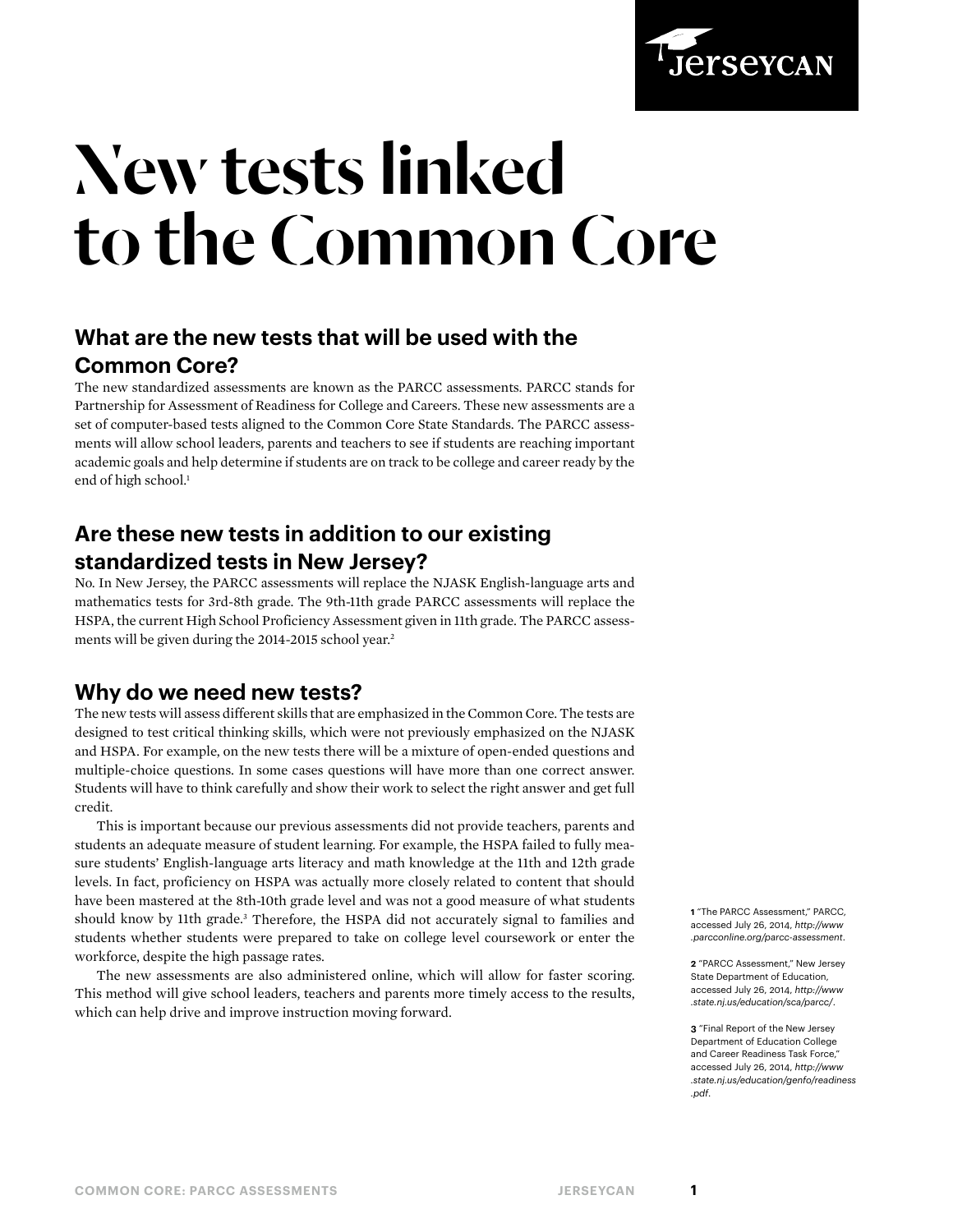# New tests linked to the Common Core

## What are the new tests that will be used with the Common Core?

The new standardized assessments are known as the PARCC assessments. PARCC stands for Partnership for Assessment of Readiness for College and Careers. These new assessments are a set of computer-based tests aligned to the Common Core State Standards. The PARCC assessments will allow school leaders, parents and teachers to see if students are reaching important academic goals and help determine if students are on track to be college and career ready by the end of high school.[1]

## Are these new tests in addition to our existing standardized tests in New Jersey?

No. In New Jersey, the PARCC assessments will replace the NJASK English-language arts and mathematics tests for 3rd-8th grade. The 9th-11th grade PARCC assessments will replace the HSPA, the current High School Proficiency Assessment given in 11th grade. The PARCC assessments will be given during the 2014-2015 school year.[2]

## Why do we need new tests?

The new tests will assess different skills that are emphasized in the Common Core. The tests are designed to test critical thinking skills, which were not previously emphasized on the NJASK and HSPA. For example, on the new tests there will be a mixture of open-ended questions and multiple-choice questions. In some cases questions will have more than one correct answer. Students will have to think carefully and show their work to select the right answer and get full credit.

This is important because our previous assessments did not provide teachers, parents and students an adequate measure of student learning. For example, the HSPA failed to fully measure students' English-language arts literacy and math knowledge at the 11th and 12th grade levels. In fact, proficiency on HSPA was actually more closely related to content that should have been mastered at the 8th-10th grade level and was not a good measure of what students should know by 11th grade.[3] Therefore, the HSPA did not accurately signal to families and students whether students were prepared to take on college level coursework or enter the workforce, despite the high passage rates.

The new assessments are also administered online, which will allow for faster scoring. This method will give school leaders, teachers and parents more timely access to the results, which can help drive and improve instruction moving forward.

---

**1** "The PARCC Assessment," PARCC, accessed July 26, 2014, *http://www.parcconline.org/parcc-assessment*.

**2** "PARCC Assessment," New Jersey State Department of Education, accessed July 26, 2014, *http://www.state.nj.us/education/sca/parcc/*.

**3** "Final Report of the New Jersey Department of Education College and Career Readiness Task Force," accessed July 26, 2014, *http://www.state.nj.us/education/genfo/readiness.pdf*.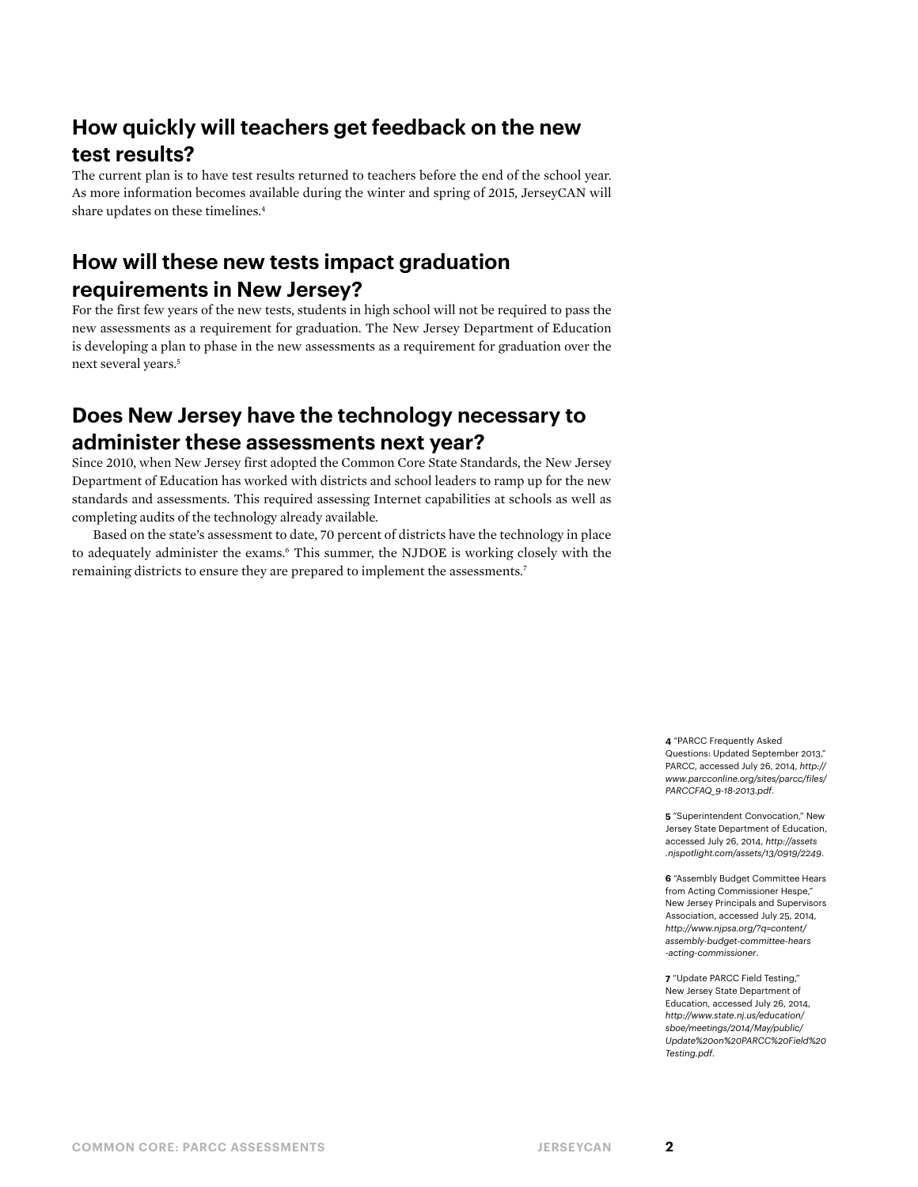## How quickly will teachers get feedback on the new test results?

The current plan is to have test results returned to teachers before the end of the school year. As more information becomes available during the winter and spring of 2015, JerseyCAN will share updates on these timelines.[4]

## How will these new tests impact graduation requirements in New Jersey?

For the first few years of the new tests, students in high school will not be required to pass the new assessments as a requirement for graduation. The New Jersey Department of Education is developing a plan to phase in the new assessments as a requirement for graduation over the next several years.[5]

## Does New Jersey have the technology necessary to administer these assessments next year?

Since 2010, when New Jersey first adopted the Common Core State Standards, the New Jersey Department of Education has worked with districts and school leaders to ramp up for the new standards and assessments. This required assessing Internet capabilities at schools as well as completing audits of the technology already available.

Based on the state's assessment to date, 70 percent of districts have the technology in place to adequately administer the exams.[6] This summer, the NJDOE is working closely with the remaining districts to ensure they are prepared to implement the assessments.[7]

**4** "PARCC Frequently Asked Questions: Updated September 2013," PARCC, accessed July 26, 2014, *http://www.parcconline.org/sites/parcc/files/PARCCFAQ_9-18-2013.pdf*.

**5** "Superintendent Convocation," New Jersey State Department of Education, accessed July 26, 2014, *http://assets.njspotlight.com/assets/13/0919/2249*.

**6** "Assembly Budget Committee Hears from Acting Commissioner Hespe," New Jersey Principals and Supervisors Association, accessed July 25, 2014, *http://www.njpsa.org/?q=content/assembly-budget-committee-hears-acting-commissioner*.

**7** "Update PARCC Field Testing," New Jersey State Department of Education, accessed July 26, 2014, *http://www.state.nj.us/education/sboe/meetings/2014/May/public/Update%20on%20PARCC%20Field%20Testing.pdf*.